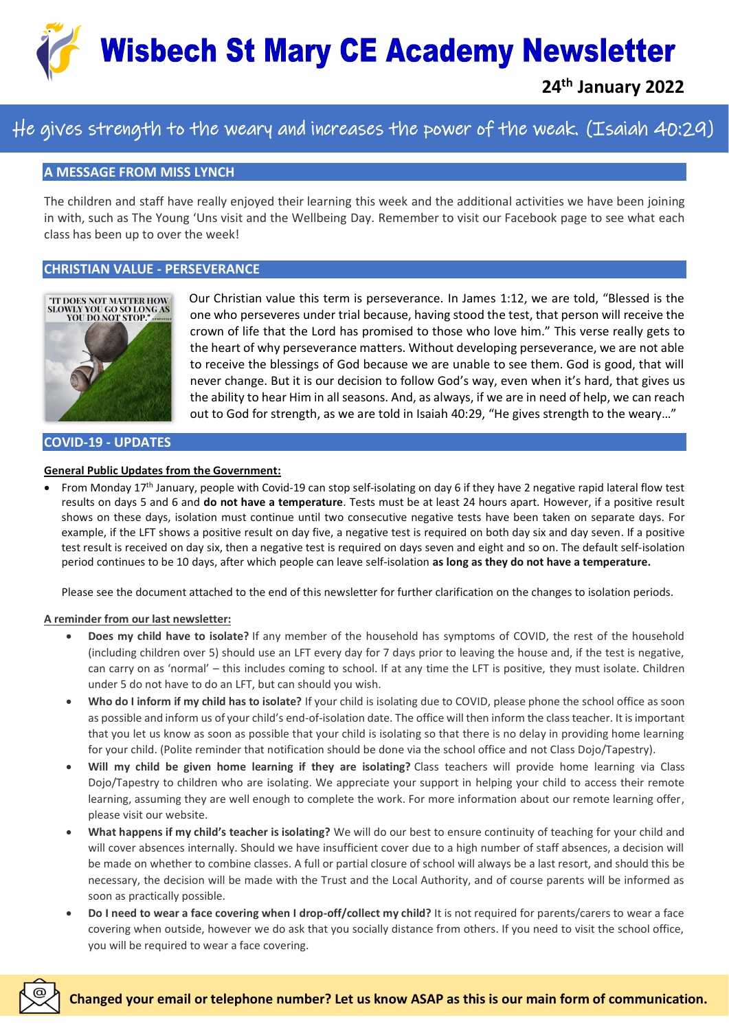# Wisbech St Mary CE Academy Newsletter

**24th January 2022**

## He gives strength to the weary and increases the power of the weak. (Isaiah 40:29)

### A MESSAGE FROM MISS LYNCH

The children and staff have really enjoyed their learning this week and the additional activities we have been joining in with, such as The Young 'Uns visit and the Wellbeing Day. Remember to visit our Facebook page to see what each class has been up to over the week!

### CHRISTIAN VALUE - PERSEVERANCE

"IT DOES NOT MATTER HOW SLOWLY YOU GO SO LONG AS YOU DO NOT STOP."

Our Christian value this term is perseverance. In James 1:12, we are told, "Blessed is the one who perseveres under trial because, having stood the test, that person will receive the crown of life that the Lord has promised to those who love him." This verse really gets to the heart of why perseverance matters. Without developing perseverance, we are not able to receive the blessings of God because we are unable to see them. God is good, that will never change. But it is our decision to follow God's way, even when it's hard, that gives us the ability to hear Him in all seasons. And, as always, if we are in need of help, we can reach out to God for strength, as we are told in Isaiah 40:29, "He gives strength to the weary…"

### COVID-19 - UPDATES

**General Public Updates from the Government:**

- From Monday 17th January, people with Covid-19 can stop self-isolating on day 6 if they have 2 negative rapid lateral flow test results on days 5 and 6 and **do not have a temperature**. Tests must be at least 24 hours apart. However, if a positive result shows on these days, isolation must continue until two consecutive negative tests have been taken on separate days. For example, if the LFT shows a positive result on day five, a negative test is required on both day six and day seven. If a positive test result is received on day six, then a negative test is required on days seven and eight and so on. The default self-isolation period continues to be 10 days, after which people can leave self-isolation **as long as they do not have a temperature.**

  Please see the document attached to the end of this newsletter for further clarification on the changes to isolation periods.

**A reminder from our last newsletter:**

- **Does my child have to isolate?** If any member of the household has symptoms of COVID, the rest of the household (including children over 5) should use an LFT every day for 7 days prior to leaving the house and, if the test is negative, can carry on as 'normal' – this includes coming to school. If at any time the LFT is positive, they must isolate. Children under 5 do not have to do an LFT, but can should you wish.
- **Who do I inform if my child has to isolate?** If your child is isolating due to COVID, please phone the school office as soon as possible and inform us of your child's end-of-isolation date. The office will then inform the class teacher. It is important that you let us know as soon as possible that your child is isolating so that there is no delay in providing home learning for your child. (Polite reminder that notification should be done via the school office and not Class Dojo/Tapestry).
- **Will my child be given home learning if they are isolating?** Class teachers will provide home learning via Class Dojo/Tapestry to children who are isolating. We appreciate your support in helping your child to access their remote learning, assuming they are well enough to complete the work. For more information about our remote learning offer, please visit our website.
- **What happens if my child's teacher is isolating?** We will do our best to ensure continuity of teaching for your child and will cover absences internally. Should we have insufficient cover due to a high number of staff absences, a decision will be made on whether to combine classes. A full or partial closure of school will always be a last resort, and should this be necessary, the decision will be made with the Trust and the Local Authority, and of course parents will be informed as soon as practically possible.
- **Do I need to wear a face covering when I drop-off/collect my child?** It is not required for parents/carers to wear a face covering when outside, however we do ask that you socially distance from others. If you need to visit the school office, you will be required to wear a face covering.

**Changed your email or telephone number? Let us know ASAP as this is our main form of communication.**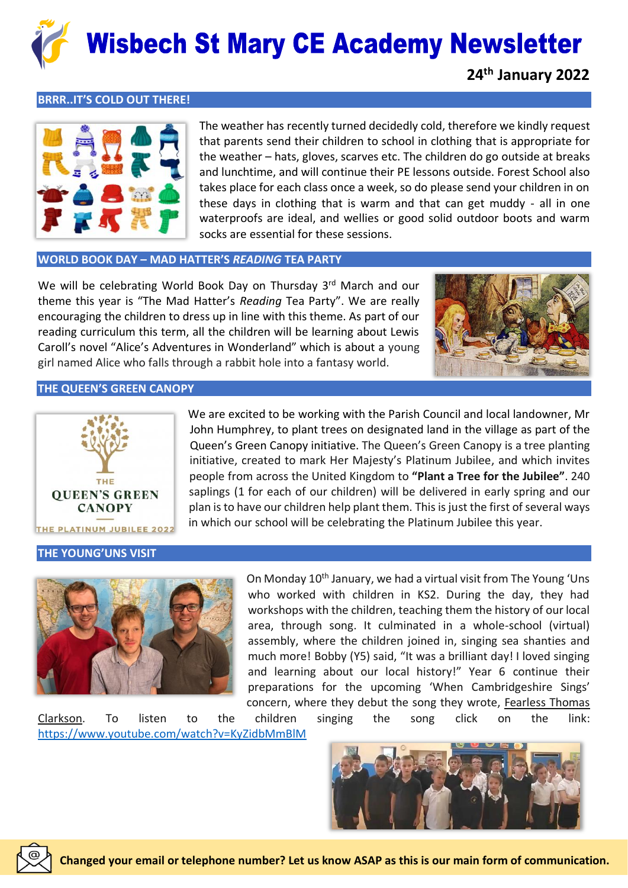# Wisbech St Mary CE Academy Newsletter

**24th January 2022**

## BRRR..IT'S COLD OUT THERE!

The weather has recently turned decidedly cold, therefore we kindly request that parents send their children to school in clothing that is appropriate for the weather – hats, gloves, scarves etc. The children do go outside at breaks and lunchtime, and will continue their PE lessons outside. Forest School also takes place for each class once a week, so do please send your children in on these days in clothing that is warm and that can get muddy - all in one waterproofs are ideal, and wellies or good solid outdoor boots and warm socks are essential for these sessions.

## WORLD BOOK DAY – MAD HATTER'S *READING* TEA PARTY

We will be celebrating World Book Day on Thursday 3rd March and our theme this year is "The Mad Hatter's *Reading* Tea Party". We are really encouraging the children to dress up in line with this theme. As part of our reading curriculum this term, all the children will be learning about Lewis Caroll's novel "Alice's Adventures in Wonderland" which is about a young girl named Alice who falls through a rabbit hole into a fantasy world.

## THE QUEEN'S GREEN CANOPY

We are excited to be working with the Parish Council and local landowner, Mr John Humphrey, to plant trees on designated land in the village as part of the Queen's Green Canopy initiative. The Queen's Green Canopy is a tree planting initiative, created to mark Her Majesty's Platinum Jubilee, and which invites people from across the United Kingdom to **"Plant a Tree for the Jubilee"**. 240 saplings (1 for each of our children) will be delivered in early spring and our plan is to have our children help plant them. This is just the first of several ways in which our school will be celebrating the Platinum Jubilee this year.

## THE YOUNG'UNS VISIT

On Monday 10th January, we had a virtual visit from The Young 'Uns who worked with children in KS2. During the day, they had workshops with the children, teaching them the history of our local area, through song. It culminated in a whole-school (virtual) assembly, where the children joined in, singing sea shanties and much more! Bobby (Y5) said, "It was a brilliant day! I loved singing and learning about our local history!" Year 6 continue their preparations for the upcoming 'When Cambridgeshire Sings' concern, where they debut the song they wrote, Fearless Thomas Clarkson. To listen to the children singing the song click on the link: https://www.youtube.com/watch?v=KyZidbMmBlM

**Changed your email or telephone number? Let us know ASAP as this is our main form of communication.**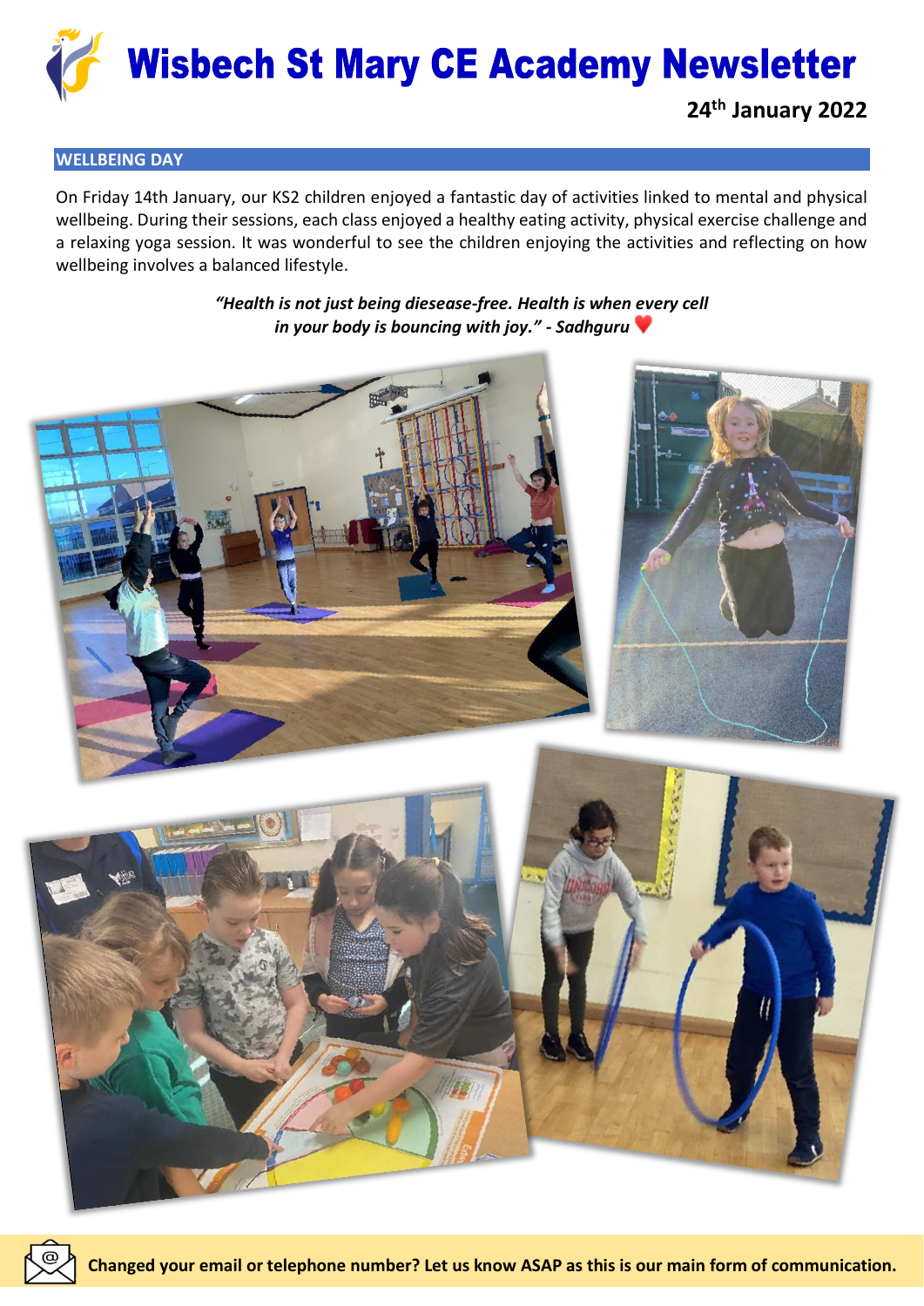# Wisbech St Mary CE Academy Newsletter

**24th January 2022**

## WELLBEING DAY

On Friday 14th January, our KS2 children enjoyed a fantastic day of activities linked to mental and physical wellbeing. During their sessions, each class enjoyed a healthy eating activity, physical exercise challenge and a relaxing yoga session. It was wonderful to see the children enjoying the activities and reflecting on how wellbeing involves a balanced lifestyle.

***"Health is not just being diesease-free. Health is when every cell in your body is bouncing with joy." - Sadhguru*** ♥

**Changed your email or telephone number? Let us know ASAP as this is our main form of communication.**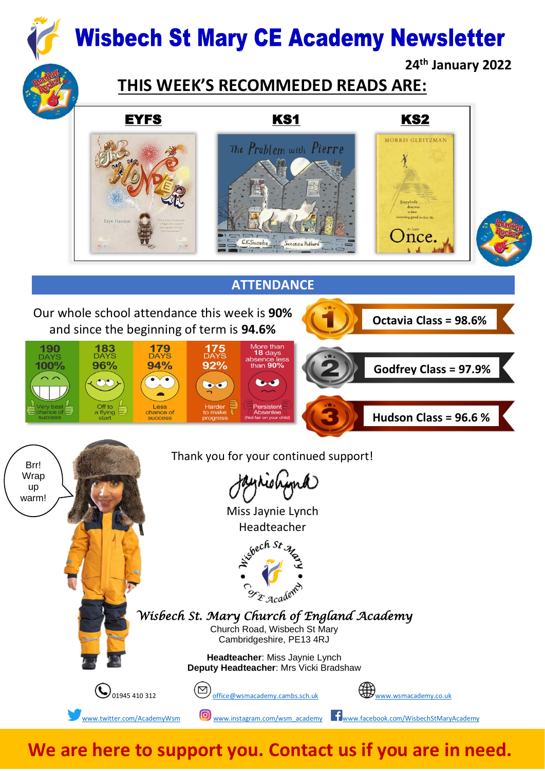# Wisbech St Mary CE Academy Newsletter

**24th January 2022**

## THIS WEEK'S RECOMMEDED READS ARE:

| EYFS | KS1 | KS2 |
| --- | --- | --- |
| The Wonder – Faye Hanson | The Problem with Pierre – C.K. Smouha, Suzanna Hubbard | Once – Morris Gleitzman |

## ATTENDANCE

Our whole school attendance this week is **90%** and since the beginning of term is **94.6%**

| 190 DAYS 100% | 183 DAYS 96% | 179 DAYS 94% | 175 DAYS 92% | More than 18 days absence less than 90% |
| --- | --- | --- | --- | --- |
| Very best chance of success | Off to a flying start | Less chance of success | Harder to make progress | Persistent Absentee (Not fair on your child) |

1. **Octavia Class = 98.6%**
2. **Godfrey Class = 97.9%**
3. **Hudson Class = 96.6 %**

Brr! Wrap up warm!

Thank you for your continued support!

Miss Jaynie Lynch
Headteacher

*Wisbech St. Mary Church of England Academy*
Church Road, Wisbech St Mary
Cambridgeshire, PE13 4RJ

**Headteacher**: Miss Jaynie Lynch
**Deputy Headteacher**: Mrs Vicki Bradshaw

01945 410 312 | office@wsmacademy.cambs.sch.uk | www.wsmacademy.co.uk

www.twitter.com/AcademyWsm | www.instagram.com/wsm_academy | www.facebook.com/WisbechStMaryAcademy

**We are here to support you. Contact us if you are in need.**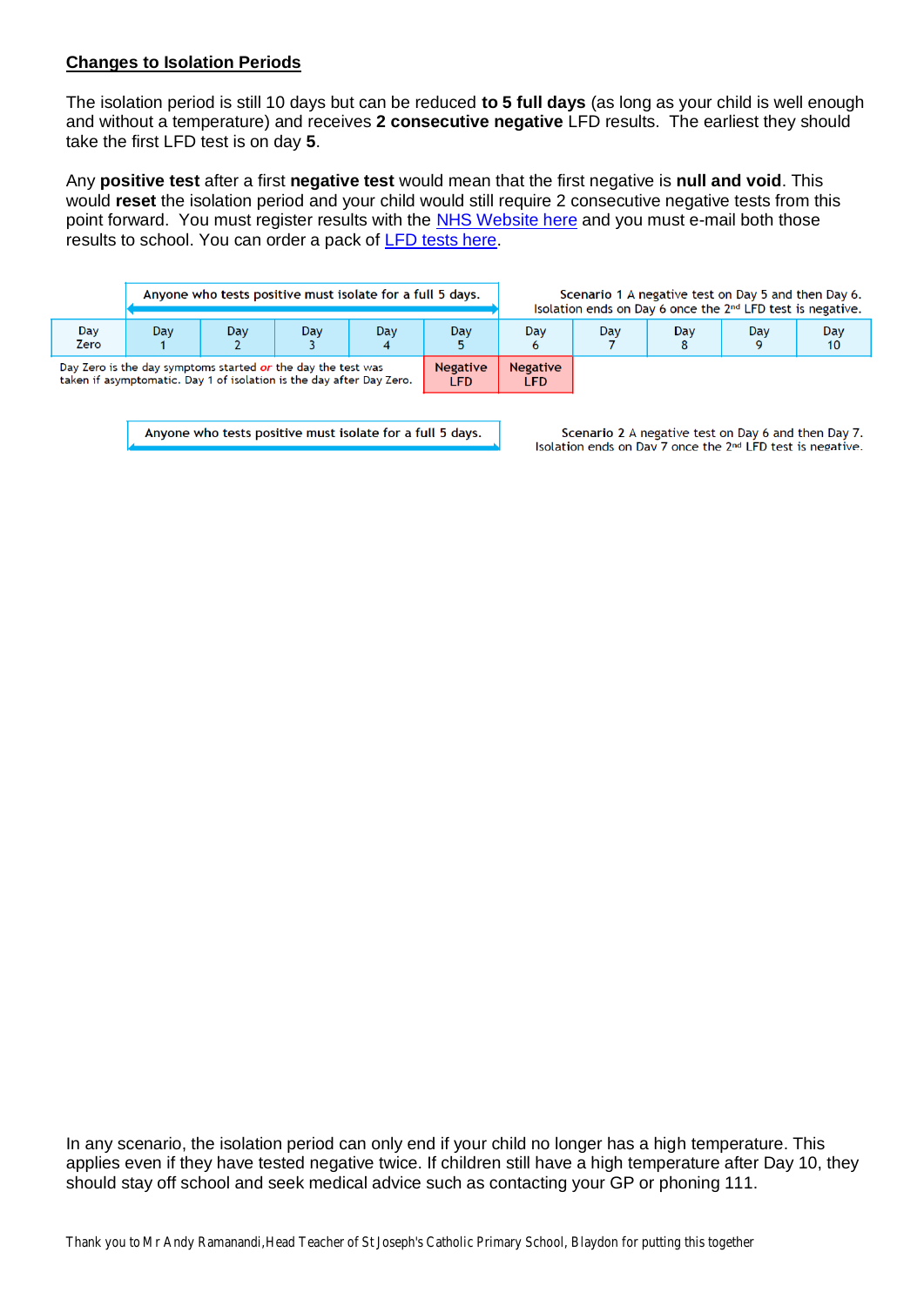## Changes to Isolation Periods

The isolation period is still 10 days but can be reduced **to 5 full days** (as long as your child is well enough and without a temperature) and receives **2 consecutive negative** LFD results. The earliest they should take the first LFD test is on day **5**.

Any **positive test** after a first **negative test** would mean that the first negative is **null and void**. This would **reset** the isolation period and your child would still require 2 consecutive negative tests from this point forward. You must register results with the [NHS Website here] and you must e-mail both those results to school. You can order a pack of [LFD tests here].

Anyone who tests positive must isolate for a full 5 days.

**Scenario 1** A negative test on Day 5 and then Day 6. Isolation ends on Day 6 once the 2nd LFD test is negative.

| Day Zero | Day 1 | Day 2 | Day 3 | Day 4 | Day 5 | Day 6 | Day 7 | Day 8 | Day 9 | Day 10 |
|---|---|---|---|---|---|---|---|---|---|---|
| | | | | | Negative LFD | Negative LFD | | | | |

Day Zero is the day symptoms started *or* the day the test was taken if asymptomatic. Day 1 of isolation is the day after Day Zero.

Anyone who tests positive must isolate for a full 5 days.

**Scenario 2** A negative test on Day 6 and then Day 7. Isolation ends on Day 7 once the 2nd LFD test is negative.

In any scenario, the isolation period can only end if your child no longer has a high temperature. This applies even if they have tested negative twice. If children still have a high temperature after Day 10, they should stay off school and seek medical advice such as contacting your GP or phoning 111.

Thank you to Mr Andy Ramanandi, Head Teacher of St Joseph's Catholic Primary School, Blaydon for putting this together